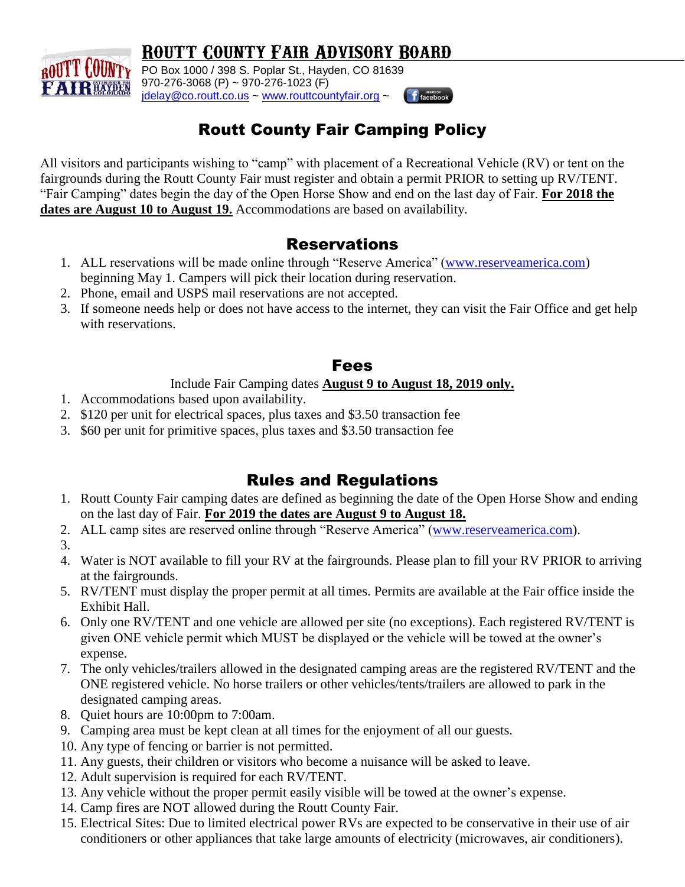# Routt County Fair Advisory Board

PO Box 1000 / 398 S. Poplar St., Hayden, CO 81639
970-276-3068 (P) ~ 970-276-1023 (F)
jdelay@co.routt.co.us ~ www.routtcountyfair.org ~

## Routt County Fair Camping Policy

All visitors and participants wishing to "camp" with placement of a Recreational Vehicle (RV) or tent on the fairgrounds during the Routt County Fair must register and obtain a permit PRIOR to setting up RV/TENT. "Fair Camping" dates begin the day of the Open Horse Show and end on the last day of Fair. **For 2018 the dates are August 10 to August 19.** Accommodations are based on availability.

### Reservations

1. ALL reservations will be made online through "Reserve America" (www.reserveamerica.com) beginning May 1. Campers will pick their location during reservation.
2. Phone, email and USPS mail reservations are not accepted.
3. If someone needs help or does not have access to the internet, they can visit the Fair Office and get help with reservations.

### Fees

Include Fair Camping dates **August 9 to August 18, 2019 only.**

1. Accommodations based upon availability.
2. $120 per unit for electrical spaces, plus taxes and $3.50 transaction fee
3. $60 per unit for primitive spaces, plus taxes and $3.50 transaction fee

### Rules and Regulations

1. Routt County Fair camping dates are defined as beginning the date of the Open Horse Show and ending on the last day of Fair. **For 2019 the dates are August 9 to August 18.**
2. ALL camp sites are reserved online through "Reserve America" (www.reserveamerica.com).
3. 
4. Water is NOT available to fill your RV at the fairgrounds. Please plan to fill your RV PRIOR to arriving at the fairgrounds.
5. RV/TENT must display the proper permit at all times. Permits are available at the Fair office inside the Exhibit Hall.
6. Only one RV/TENT and one vehicle are allowed per site (no exceptions). Each registered RV/TENT is given ONE vehicle permit which MUST be displayed or the vehicle will be towed at the owner's expense.
7. The only vehicles/trailers allowed in the designated camping areas are the registered RV/TENT and the ONE registered vehicle. No horse trailers or other vehicles/tents/trailers are allowed to park in the designated camping areas.
8. Quiet hours are 10:00pm to 7:00am.
9. Camping area must be kept clean at all times for the enjoyment of all our guests.
10. Any type of fencing or barrier is not permitted.
11. Any guests, their children or visitors who become a nuisance will be asked to leave.
12. Adult supervision is required for each RV/TENT.
13. Any vehicle without the proper permit easily visible will be towed at the owner's expense.
14. Camp fires are NOT allowed during the Routt County Fair.
15. Electrical Sites: Due to limited electrical power RVs are expected to be conservative in their use of air conditioners or other appliances that take large amounts of electricity (microwaves, air conditioners).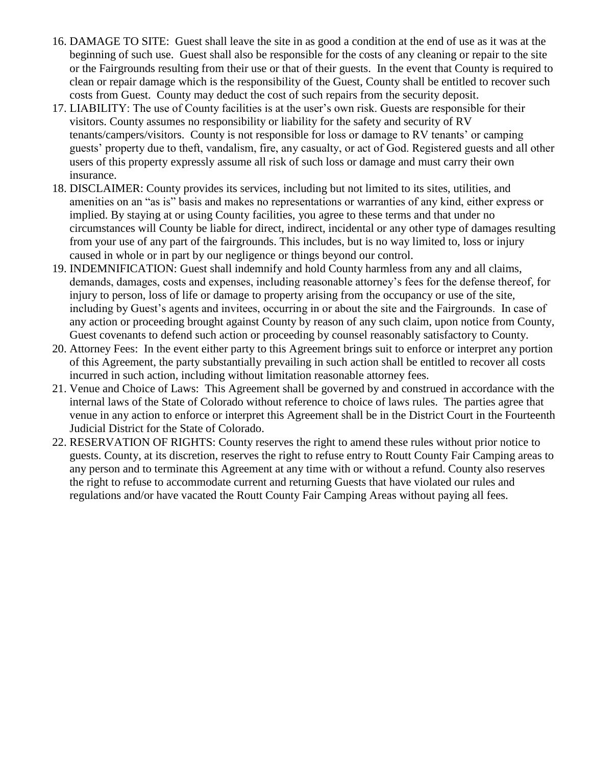16. DAMAGE TO SITE: Guest shall leave the site in as good a condition at the end of use as it was at the beginning of such use. Guest shall also be responsible for the costs of any cleaning or repair to the site or the Fairgrounds resulting from their use or that of their guests. In the event that County is required to clean or repair damage which is the responsibility of the Guest, County shall be entitled to recover such costs from Guest. County may deduct the cost of such repairs from the security deposit.
17. LIABILITY: The use of County facilities is at the user's own risk. Guests are responsible for their visitors. County assumes no responsibility or liability for the safety and security of RV tenants/campers/visitors. County is not responsible for loss or damage to RV tenants' or camping guests' property due to theft, vandalism, fire, any casualty, or act of God. Registered guests and all other users of this property expressly assume all risk of such loss or damage and must carry their own insurance.
18. DISCLAIMER: County provides its services, including but not limited to its sites, utilities, and amenities on an "as is" basis and makes no representations or warranties of any kind, either express or implied. By staying at or using County facilities, you agree to these terms and that under no circumstances will County be liable for direct, indirect, incidental or any other type of damages resulting from your use of any part of the fairgrounds. This includes, but is no way limited to, loss or injury caused in whole or in part by our negligence or things beyond our control.
19. INDEMNIFICATION: Guest shall indemnify and hold County harmless from any and all claims, demands, damages, costs and expenses, including reasonable attorney's fees for the defense thereof, for injury to person, loss of life or damage to property arising from the occupancy or use of the site, including by Guest's agents and invitees, occurring in or about the site and the Fairgrounds. In case of any action or proceeding brought against County by reason of any such claim, upon notice from County, Guest covenants to defend such action or proceeding by counsel reasonably satisfactory to County.
20. Attorney Fees: In the event either party to this Agreement brings suit to enforce or interpret any portion of this Agreement, the party substantially prevailing in such action shall be entitled to recover all costs incurred in such action, including without limitation reasonable attorney fees.
21. Venue and Choice of Laws: This Agreement shall be governed by and construed in accordance with the internal laws of the State of Colorado without reference to choice of laws rules. The parties agree that venue in any action to enforce or interpret this Agreement shall be in the District Court in the Fourteenth Judicial District for the State of Colorado.
22. RESERVATION OF RIGHTS: County reserves the right to amend these rules without prior notice to guests. County, at its discretion, reserves the right to refuse entry to Routt County Fair Camping areas to any person and to terminate this Agreement at any time with or without a refund. County also reserves the right to refuse to accommodate current and returning Guests that have violated our rules and regulations and/or have vacated the Routt County Fair Camping Areas without paying all fees.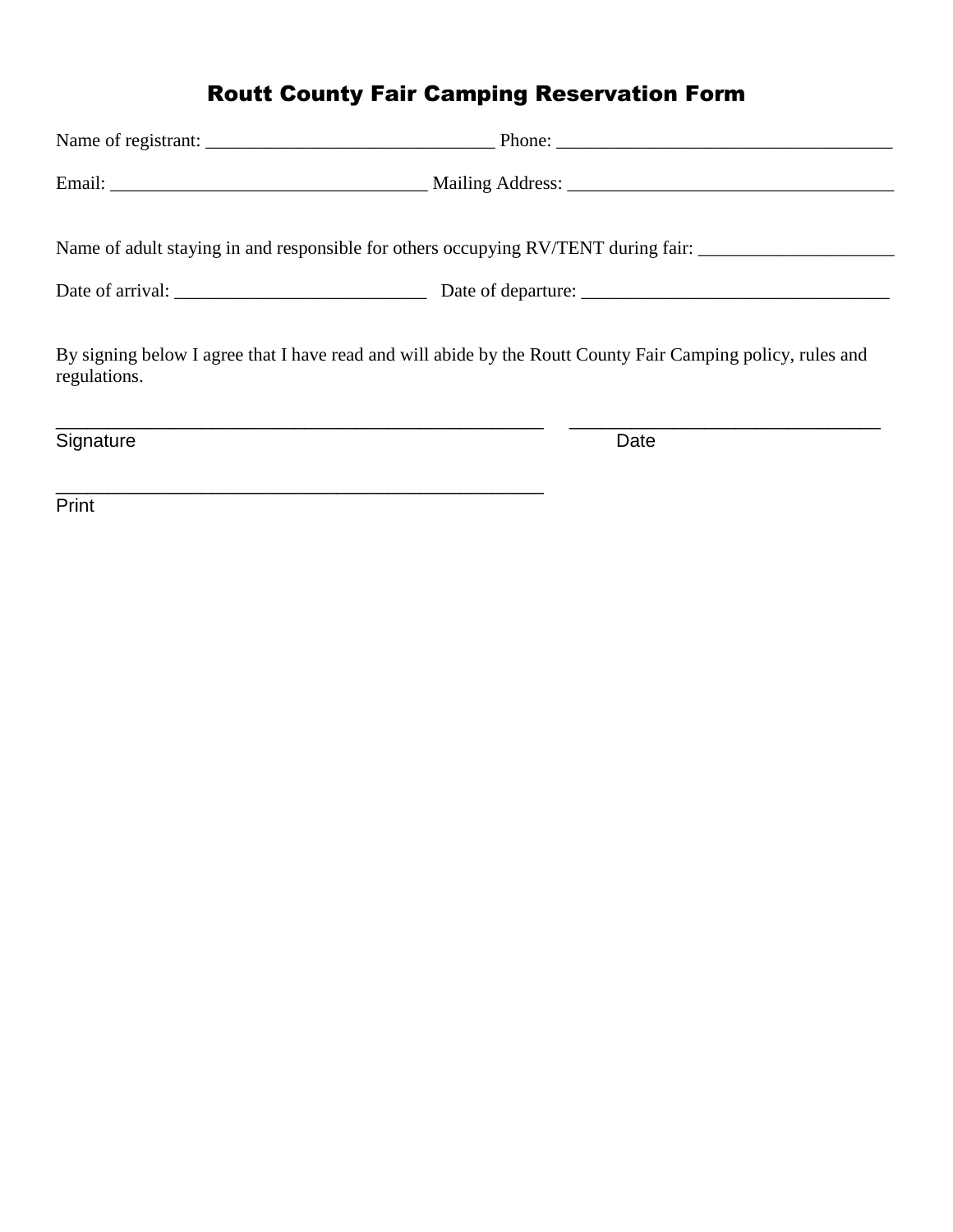# Routt County Fair Camping Reservation Form

Name of registrant: _______________________________ Phone: ___________________________________

Email: _________________________________ Mailing Address: __________________________________

Name of adult staying in and responsible for others occupying RV/TENT during fair: _____________________

Date of arrival: ___________________________ Date of departure: _________________________________

By signing below I agree that I have read and will abide by the Routt County Fair Camping policy, rules and regulations.

_________________________________________________ _______________________________

Signature Date

_________________________________________________

Print